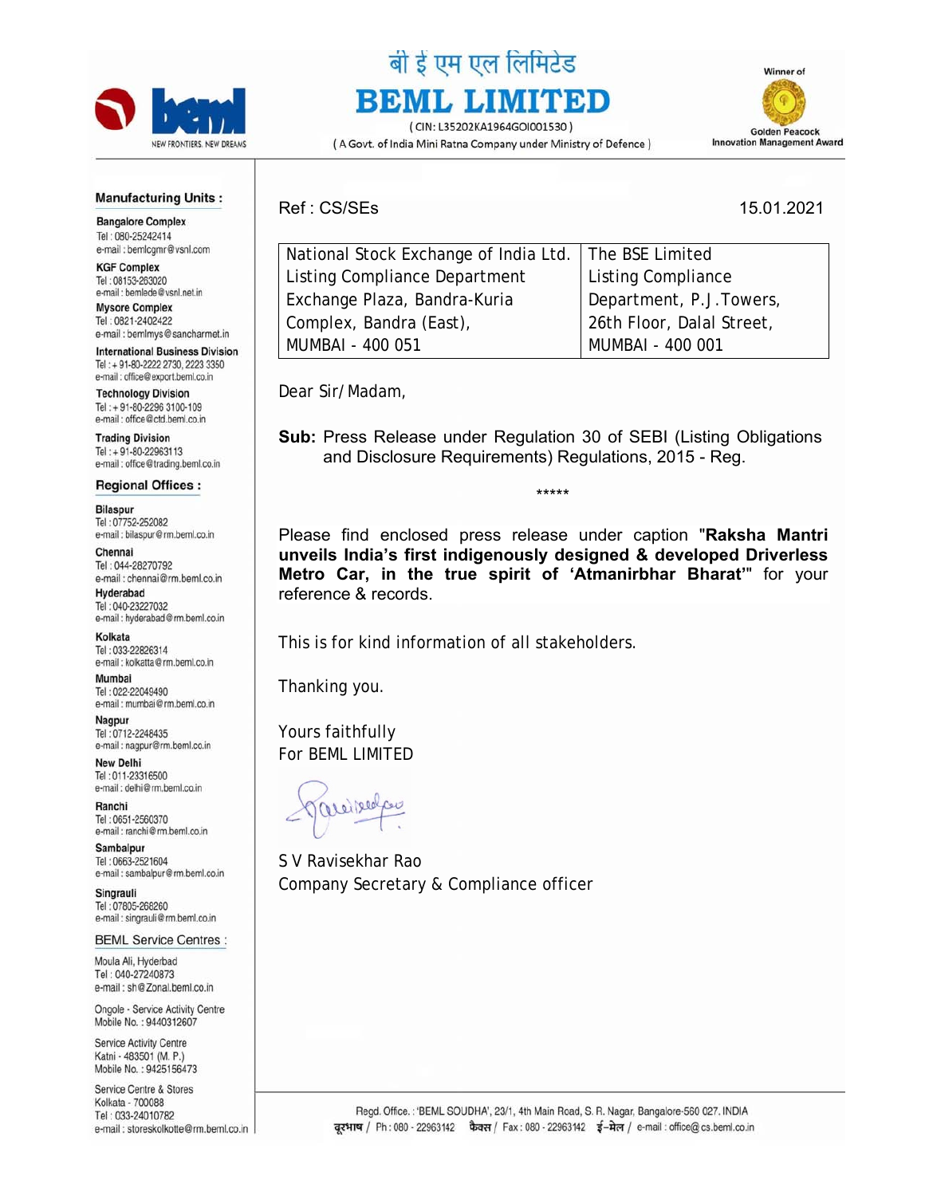बी ई एम एल लिमिटेड

# BEML LIMITED

( CIN: L35202KA1964GOI001530 )

( A Govt. of India Mini Ratna Company under Ministry of Defence )

Winner of Golden Peacock Innovation Management Award

**Manufacturing Units :**

**Bangalore Complex**
Tel : 080-25242414
e-mail : bemlcgmr@vsnl.com

**KGF Complex**
Tel : 08153-263020
e-mail : bemlede@vsnl.net.in

**Mysore Complex**
Tel : 0821-2402422
e-mail : bemlmys@sancharnet.in

**International Business Division**
Tel : + 91-80-2222 2730, 2223 3350
e-mail : office@export.beml.co.in

**Technology Division**
Tel : + 91-80-2296 3100-109
e-mail : office@ctd.beml.co.in

**Trading Division**
Tel : + 91-80-22963113
e-mail : office@trading.beml.co.in

**Regional Offices :**

**Bilaspur**
Tel : 07752-252082
e-mail : bilaspur@rm.beml.co.in

**Chennai**
Tel : 044-28270792
e-mail : chennai@rm.beml.co.in

**Hyderabad**
Tel : 040-23227032
e-mail : hyderabad@rm.beml.co.in

**Kolkata**
Tel : 033-22826314
e-mail : kolkatta@rm.beml.co.in

**Mumbai**
Tel : 022-22049490
e-mail : mumbai@rm.beml.co.in

**Nagpur**
Tel : 0712-2248435
e-mail : nagpur@rm.beml.co.in

**New Delhi**
Tel : 011-23316500
e-mail : delhi@rm.beml.co.in

**Ranchi**
Tel : 0651-2560370
e-mail : ranchi@rm.beml.co.in

**Sambalpur**
Tel : 0663-2521604
e-mail : sambalpur@rm.beml.co.in

**Singrauli**
Tel : 07805-268260
e-mail : singrauli@rm.beml.co.in

**BEML Service Centres :**

Moula Ali, Hyderbad
Tel : 040-27240873
e-mail : sh@Zonal.beml.co.in

Ongole - Service Activity Centre
Mobile No. : 9440312607

Service Activity Centre
Katni - 483501 (M. P.)
Mobile No. : 9425156473

Service Centre & Stores
Kolkata - 700088
Tel : 033-24010782
e-mail : storeskolkotte@rm.beml.co.in

---

Ref : CS/SEs 15.01.2021

| National Stock Exchange of India Ltd. Listing Compliance Department Exchange Plaza, Bandra-Kuria Complex, Bandra (East), MUMBAI - 400 051 | The BSE Limited Listing Compliance Department, P.J.Towers, 26th Floor, Dalal Street, MUMBAI - 400 001 |
|---|---|

Dear Sir/Madam,

**Sub:** Press Release under Regulation 30 of SEBI (Listing Obligations and Disclosure Requirements) Regulations, 2015 - Reg.

*****

Please find enclosed press release under caption "**Raksha Mantri unveils India's first indigenously designed & developed Driverless Metro Car, in the true spirit of 'Atmanirbhar Bharat'**" for your reference & records.

This is for kind information of all stakeholders.

Thanking you.

Yours faithfully
For BEML LIMITED

S V Ravisekhar Rao
Company Secretary & Compliance officer

Regd. Office. : 'BEML SOUDHA', 23/1, 4th Main Road, S. R. Nagar, Bangalore-560 027. INDIA
दूरभाष / Ph : 080 - 22963142 फैक्स / Fax : 080 - 22963142 ई-मेल / e-mail : office@cs.beml.co.in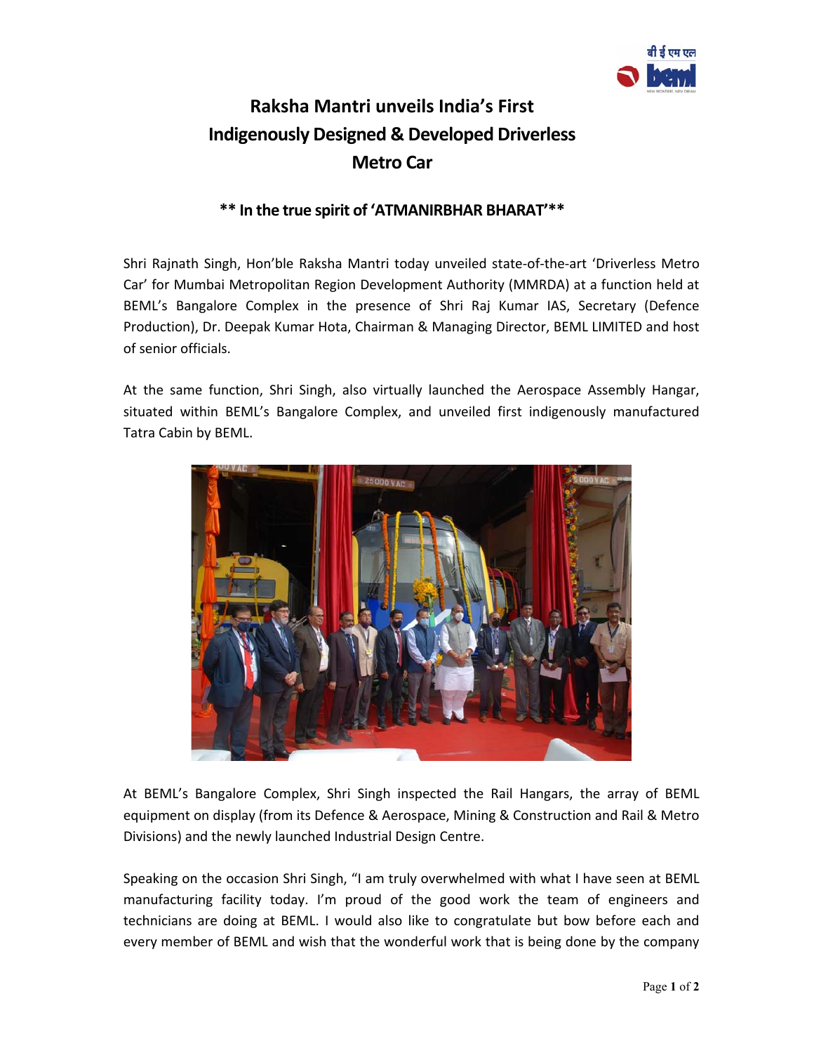# Raksha Mantri unveils India's First Indigenously Designed & Developed Driverless Metro Car

**** In the true spirit of 'ATMANIRBHAR BHARAT'****

Shri Rajnath Singh, Hon'ble Raksha Mantri today unveiled state-of-the-art 'Driverless Metro Car' for Mumbai Metropolitan Region Development Authority (MMRDA) at a function held at BEML's Bangalore Complex in the presence of Shri Raj Kumar IAS, Secretary (Defence Production), Dr. Deepak Kumar Hota, Chairman & Managing Director, BEML LIMITED and host of senior officials.

At the same function, Shri Singh, also virtually launched the Aerospace Assembly Hangar, situated within BEML's Bangalore Complex, and unveiled first indigenously manufactured Tatra Cabin by BEML.

At BEML's Bangalore Complex, Shri Singh inspected the Rail Hangars, the array of BEML equipment on display (from its Defence & Aerospace, Mining & Construction and Rail & Metro Divisions) and the newly launched Industrial Design Centre.

Speaking on the occasion Shri Singh, "I am truly overwhelmed with what I have seen at BEML manufacturing facility today. I'm proud of the good work the team of engineers and technicians are doing at BEML. I would also like to congratulate but bow before each and every member of BEML and wish that the wonderful work that is being done by the company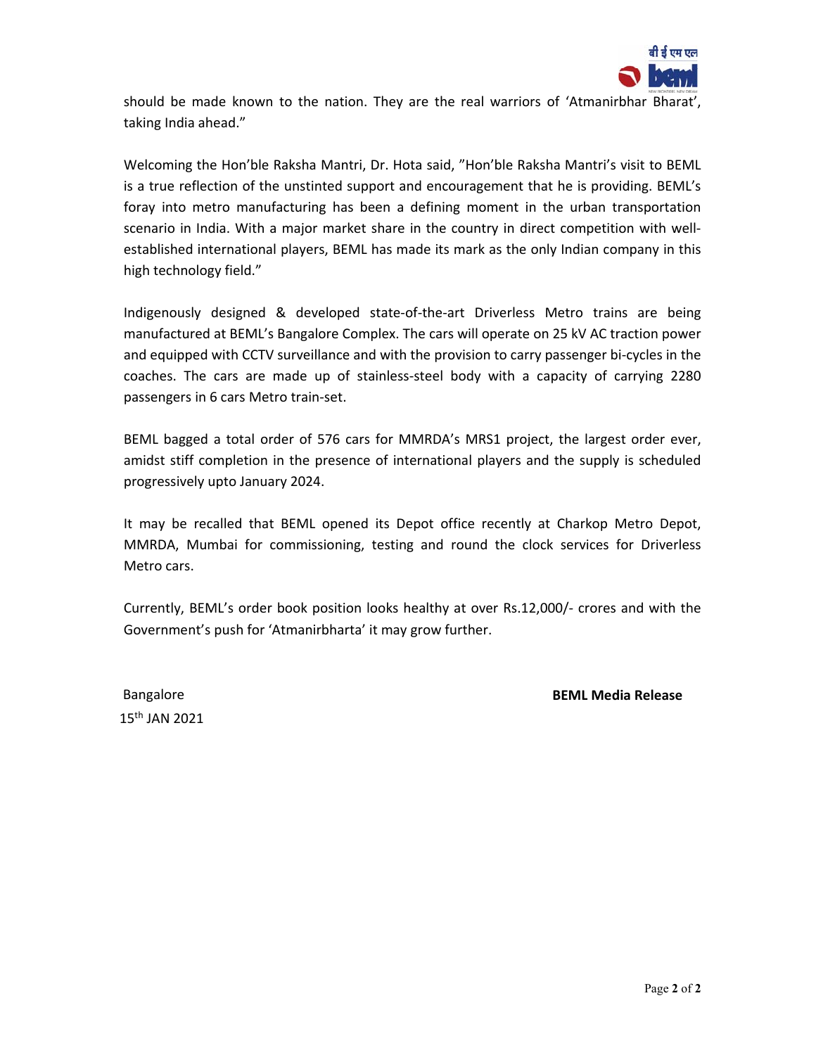should be made known to the nation. They are the real warriors of 'Atmanirbhar Bharat', taking India ahead."

Welcoming the Hon'ble Raksha Mantri, Dr. Hota said, "Hon'ble Raksha Mantri's visit to BEML is a true reflection of the unstinted support and encouragement that he is providing. BEML's foray into metro manufacturing has been a defining moment in the urban transportation scenario in India. With a major market share in the country in direct competition with well-established international players, BEML has made its mark as the only Indian company in this high technology field."

Indigenously designed & developed state-of-the-art Driverless Metro trains are being manufactured at BEML's Bangalore Complex. The cars will operate on 25 kV AC traction power and equipped with CCTV surveillance and with the provision to carry passenger bi-cycles in the coaches. The cars are made up of stainless-steel body with a capacity of carrying 2280 passengers in 6 cars Metro train-set.

BEML bagged a total order of 576 cars for MMRDA's MRS1 project, the largest order ever, amidst stiff completion in the presence of international players and the supply is scheduled progressively upto January 2024.

It may be recalled that BEML opened its Depot office recently at Charkop Metro Depot, MMRDA, Mumbai for commissioning, testing and round the clock services for Driverless Metro cars.

Currently, BEML's order book position looks healthy at over Rs.12,000/- crores and with the Government's push for 'Atmanirbharta' it may grow further.

Bangalore
15th JAN 2021

**BEML Media Release**